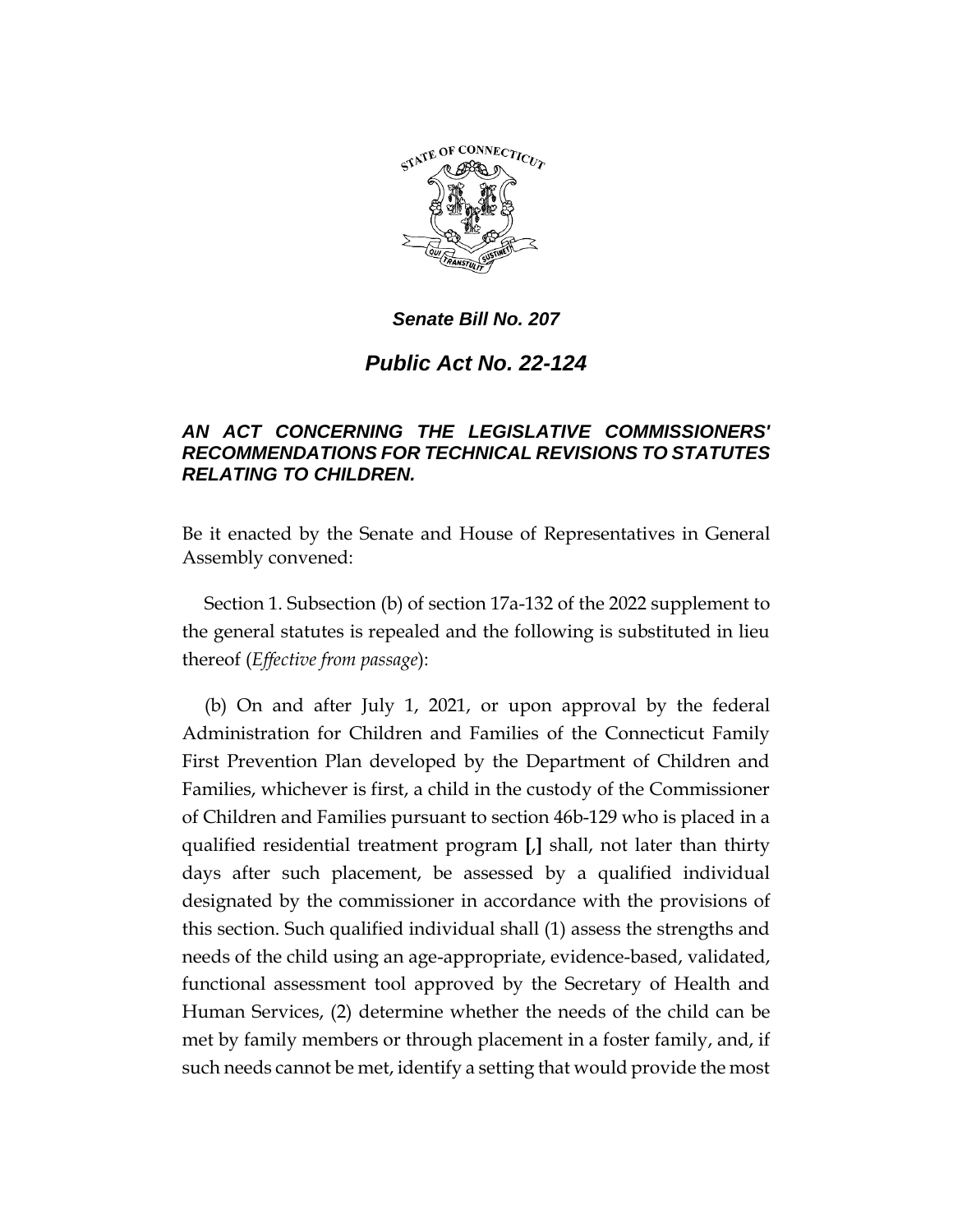*Senate Bill No. 207*

# *Public Act No. 22-124*

## *AN ACT CONCERNING THE LEGISLATIVE COMMISSIONERS' RECOMMENDATIONS FOR TECHNICAL REVISIONS TO STATUTES RELATING TO CHILDREN.*

Be it enacted by the Senate and House of Representatives in General Assembly convened:

Section 1. Subsection (b) of section 17a-132 of the 2022 supplement to the general statutes is repealed and the following is substituted in lieu thereof (*Effective from passage*):

(b) On and after July 1, 2021, or upon approval by the federal Administration for Children and Families of the Connecticut Family First Prevention Plan developed by the Department of Children and Families, whichever is first, a child in the custody of the Commissioner of Children and Families pursuant to section 46b-129 who is placed in a qualified residential treatment program **[**,**]** shall, not later than thirty days after such placement, be assessed by a qualified individual designated by the commissioner in accordance with the provisions of this section. Such qualified individual shall (1) assess the strengths and needs of the child using an age-appropriate, evidence-based, validated, functional assessment tool approved by the Secretary of Health and Human Services, (2) determine whether the needs of the child can be met by family members or through placement in a foster family, and, if such needs cannot be met, identify a setting that would provide the most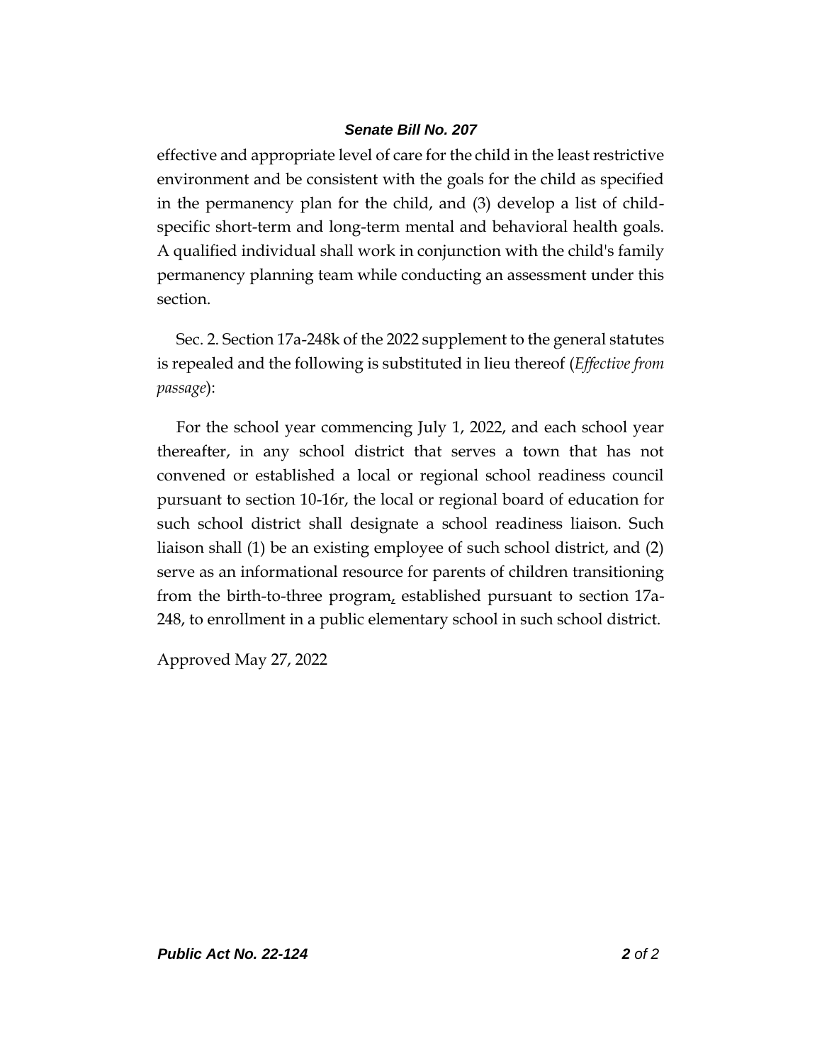effective and appropriate level of care for the child in the least restrictive environment and be consistent with the goals for the child as specified in the permanency plan for the child, and (3) develop a list of child-specific short-term and long-term mental and behavioral health goals. A qualified individual shall work in conjunction with the child's family permanency planning team while conducting an assessment under this section.

Sec. 2. Section 17a-248k of the 2022 supplement to the general statutes is repealed and the following is substituted in lieu thereof (*Effective from passage*):

For the school year commencing July 1, 2022, and each school year thereafter, in any school district that serves a town that has not convened or established a local or regional school readiness council pursuant to section 10-16r, the local or regional board of education for such school district shall designate a school readiness liaison. Such liaison shall (1) be an existing employee of such school district, and (2) serve as an informational resource for parents of children transitioning from the birth-to-three program, established pursuant to section 17a-248, to enrollment in a public elementary school in such school district.

Approved May 27, 2022